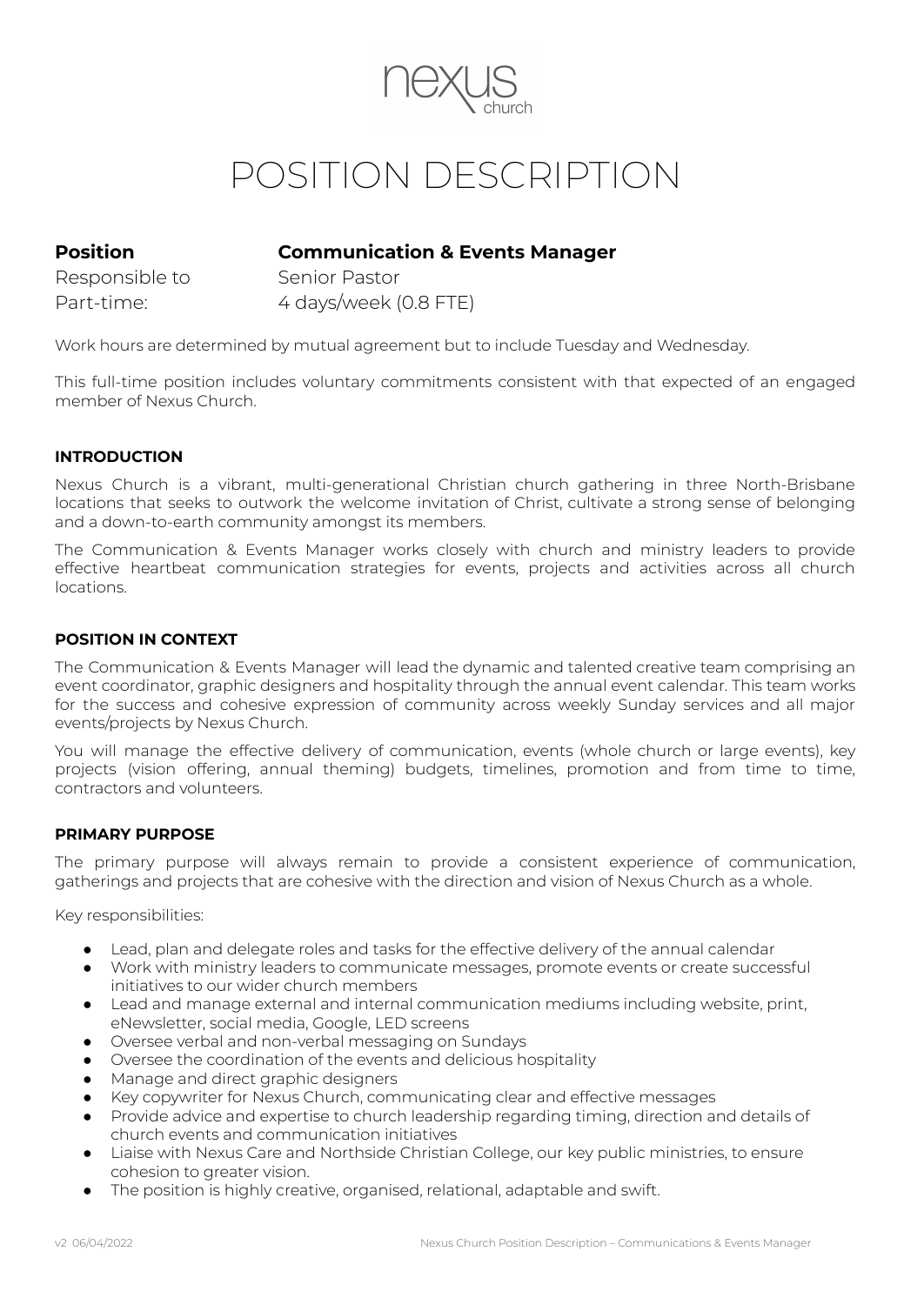nexus church

# POSITION DESCRIPTION

**Position** **Communication & Events Manager**
Responsible to Senior Pastor
Part-time: 4 days/week (0.8 FTE)

Work hours are determined by mutual agreement but to include Tuesday and Wednesday.

This full-time position includes voluntary commitments consistent with that expected of an engaged member of Nexus Church.

### INTRODUCTION

Nexus Church is a vibrant, multi-generational Christian church gathering in three North-Brisbane locations that seeks to outwork the welcome invitation of Christ, cultivate a strong sense of belonging and a down-to-earth community amongst its members.

The Communication & Events Manager works closely with church and ministry leaders to provide effective heartbeat communication strategies for events, projects and activities across all church locations.

### POSITION IN CONTEXT

The Communication & Events Manager will lead the dynamic and talented creative team comprising an event coordinator, graphic designers and hospitality through the annual event calendar. This team works for the success and cohesive expression of community across weekly Sunday services and all major events/projects by Nexus Church.

You will manage the effective delivery of communication, events (whole church or large events), key projects (vision offering, annual theming) budgets, timelines, promotion and from time to time, contractors and volunteers.

### PRIMARY PURPOSE

The primary purpose will always remain to provide a consistent experience of communication, gatherings and projects that are cohesive with the direction and vision of Nexus Church as a whole.

Key responsibilities:

- Lead, plan and delegate roles and tasks for the effective delivery of the annual calendar
- Work with ministry leaders to communicate messages, promote events or create successful initiatives to our wider church members
- Lead and manage external and internal communication mediums including website, print, eNewsletter, social media, Google, LED screens
- Oversee verbal and non-verbal messaging on Sundays
- Oversee the coordination of the events and delicious hospitality
- Manage and direct graphic designers
- Key copywriter for Nexus Church, communicating clear and effective messages
- Provide advice and expertise to church leadership regarding timing, direction and details of church events and communication initiatives
- Liaise with Nexus Care and Northside Christian College, our key public ministries, to ensure cohesion to greater vision.
- The position is highly creative, organised, relational, adaptable and swift.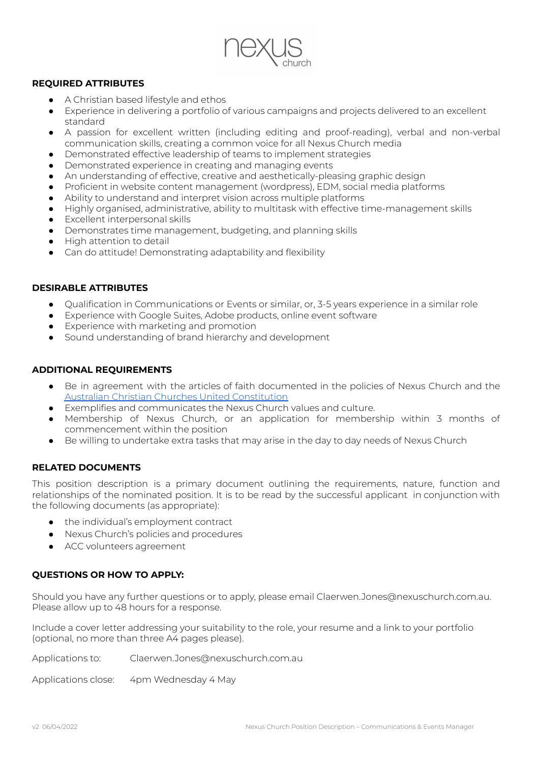## REQUIRED ATTRIBUTES

- A Christian based lifestyle and ethos
- Experience in delivering a portfolio of various campaigns and projects delivered to an excellent standard
- A passion for excellent written (including editing and proof-reading), verbal and non-verbal communication skills, creating a common voice for all Nexus Church media
- Demonstrated effective leadership of teams to implement strategies
- Demonstrated experience in creating and managing events
- An understanding of effective, creative and aesthetically-pleasing graphic design
- Proficient in website content management (wordpress), EDM, social media platforms
- Ability to understand and interpret vision across multiple platforms
- Highly organised, administrative, ability to multitask with effective time-management skills
- Excellent interpersonal skills
- Demonstrates time management, budgeting, and planning skills
- High attention to detail
- Can do attitude! Demonstrating adaptability and flexibility

## DESIRABLE ATTRIBUTES

- Qualification in Communications or Events or similar, or, 3-5 years experience in a similar role
- Experience with Google Suites, Adobe products, online event software
- Experience with marketing and promotion
- Sound understanding of brand hierarchy and development

## ADDITIONAL REQUIREMENTS

- Be in agreement with the articles of faith documented in the policies of Nexus Church and the Australian Christian Churches United Constitution
- Exemplifies and communicates the Nexus Church values and culture.
- Membership of Nexus Church, or an application for membership within 3 months of commencement within the position
- Be willing to undertake extra tasks that may arise in the day to day needs of Nexus Church

## RELATED DOCUMENTS

This position description is a primary document outlining the requirements, nature, function and relationships of the nominated position. It is to be read by the successful applicant in conjunction with the following documents (as appropriate):

- the individual's employment contract
- Nexus Church's policies and procedures
- ACC volunteers agreement

## QUESTIONS OR HOW TO APPLY:

Should you have any further questions or to apply, please email Claerwen.Jones@nexuschurch.com.au. Please allow up to 48 hours for a response.

Include a cover letter addressing your suitability to the role, your resume and a link to your portfolio (optional, no more than three A4 pages please).

Applications to: Claerwen.Jones@nexuschurch.com.au

Applications close: 4pm Wednesday 4 May